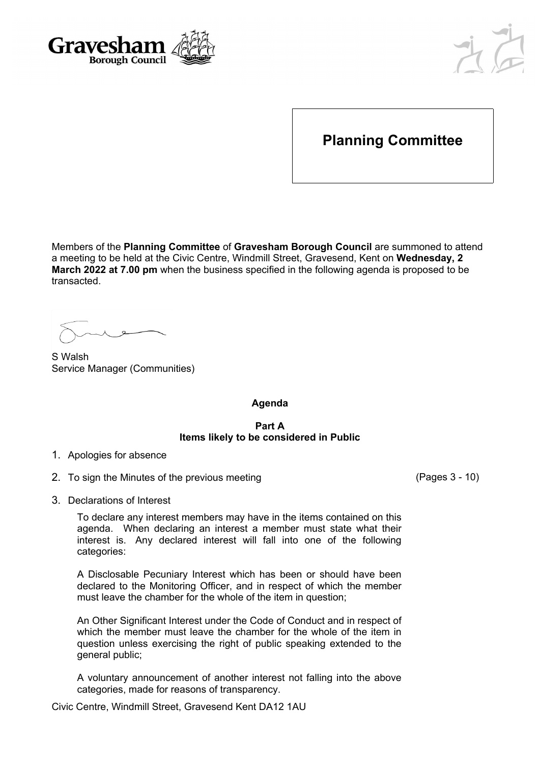Gravesham Borough Council

# Planning Committee

Members of the **Planning Committee** of **Gravesham Borough Council** are summoned to attend a meeting to be held at the Civic Centre, Windmill Street, Gravesend, Kent on **Wednesday, 2 March 2022 at 7.00 pm** when the business specified in the following agenda is proposed to be transacted.

S Walsh
Service Manager (Communities)

**Agenda**

**Part A**
**Items likely to be considered in Public**

1. Apologies for absence
2. To sign the Minutes of the previous meeting (Pages 3 - 10)
3. Declarations of Interest

   To declare any interest members may have in the items contained on this agenda. When declaring an interest a member must state what their interest is. Any declared interest will fall into one of the following categories:

   A Disclosable Pecuniary Interest which has been or should have been declared to the Monitoring Officer, and in respect of which the member must leave the chamber for the whole of the item in question;

   An Other Significant Interest under the Code of Conduct and in respect of which the member must leave the chamber for the whole of the item in question unless exercising the right of public speaking extended to the general public;

   A voluntary announcement of another interest not falling into the above categories, made for reasons of transparency.

Civic Centre, Windmill Street, Gravesend Kent DA12 1AU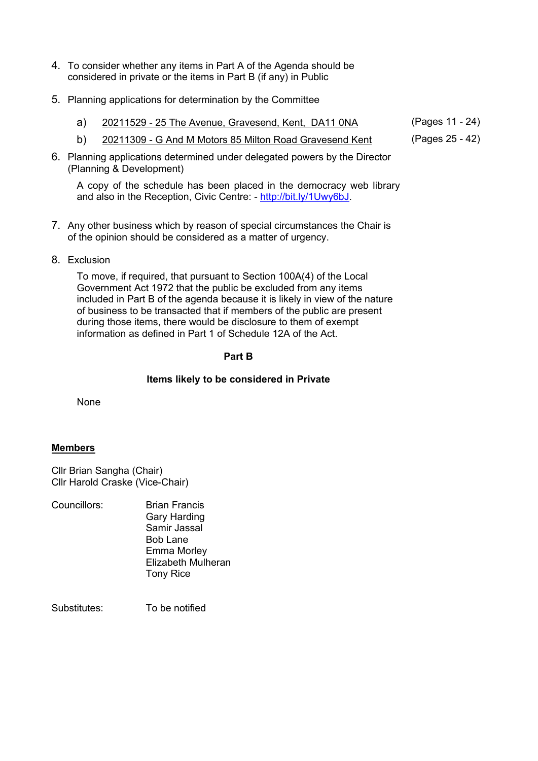4. To consider whether any items in Part A of the Agenda should be considered in private or the items in Part B (if any) in Public

5. Planning applications for determination by the Committee

   a) 20211529 - 25 The Avenue, Gravesend, Kent, DA11 0NA (Pages 11 - 24)

   b) 20211309 - G And M Motors 85 Milton Road Gravesend Kent (Pages 25 - 42)

6. Planning applications determined under delegated powers by the Director (Planning & Development)

   A copy of the schedule has been placed in the democracy web library and also in the Reception, Civic Centre: - http://bit.ly/1Uwy6bJ.

7. Any other business which by reason of special circumstances the Chair is of the opinion should be considered as a matter of urgency.

8. Exclusion

   To move, if required, that pursuant to Section 100A(4) of the Local Government Act 1972 that the public be excluded from any items included in Part B of the agenda because it is likely in view of the nature of business to be transacted that if members of the public are present during those items, there would be disclosure to them of exempt information as defined in Part 1 of Schedule 12A of the Act.

**Part B**

**Items likely to be considered in Private**

None

**Members**

Cllr Brian Sangha (Chair)
Cllr Harold Craske (Vice-Chair)

Councillors:

Brian Francis
Gary Harding
Samir Jassal
Bob Lane
Emma Morley
Elizabeth Mulheran
Tony Rice

Substitutes: To be notified